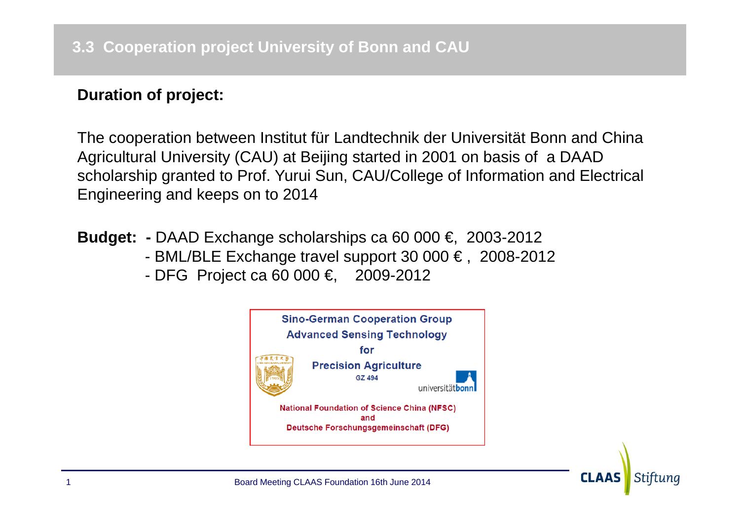## 3.3 Cooperation project University of Bonn and CAU

**Duration of project:**

The cooperation between Institut für Landtechnik der Universität Bonn and China Agricultural University (CAU) at Beijing started in 2001 on basis of a DAAD scholarship granted to Prof. Yurui Sun, CAU/College of Information and Electrical Engineering and keeps on to 2014

**Budget:**
- DAAD Exchange scholarships ca 60 000 €, 2003-2012
- BML/BLE Exchange travel support 30 000 €, 2008-2012
- DFG Project ca 60 000 €, 2009-2012

Sino-German Cooperation Group
Advanced Sensing Technology
for
Precision Agriculture
GZ 494

universitätbonn

National Foundation of Science China (NFSC)
and
Deutsche Forschungsgemeinschaft (DFG)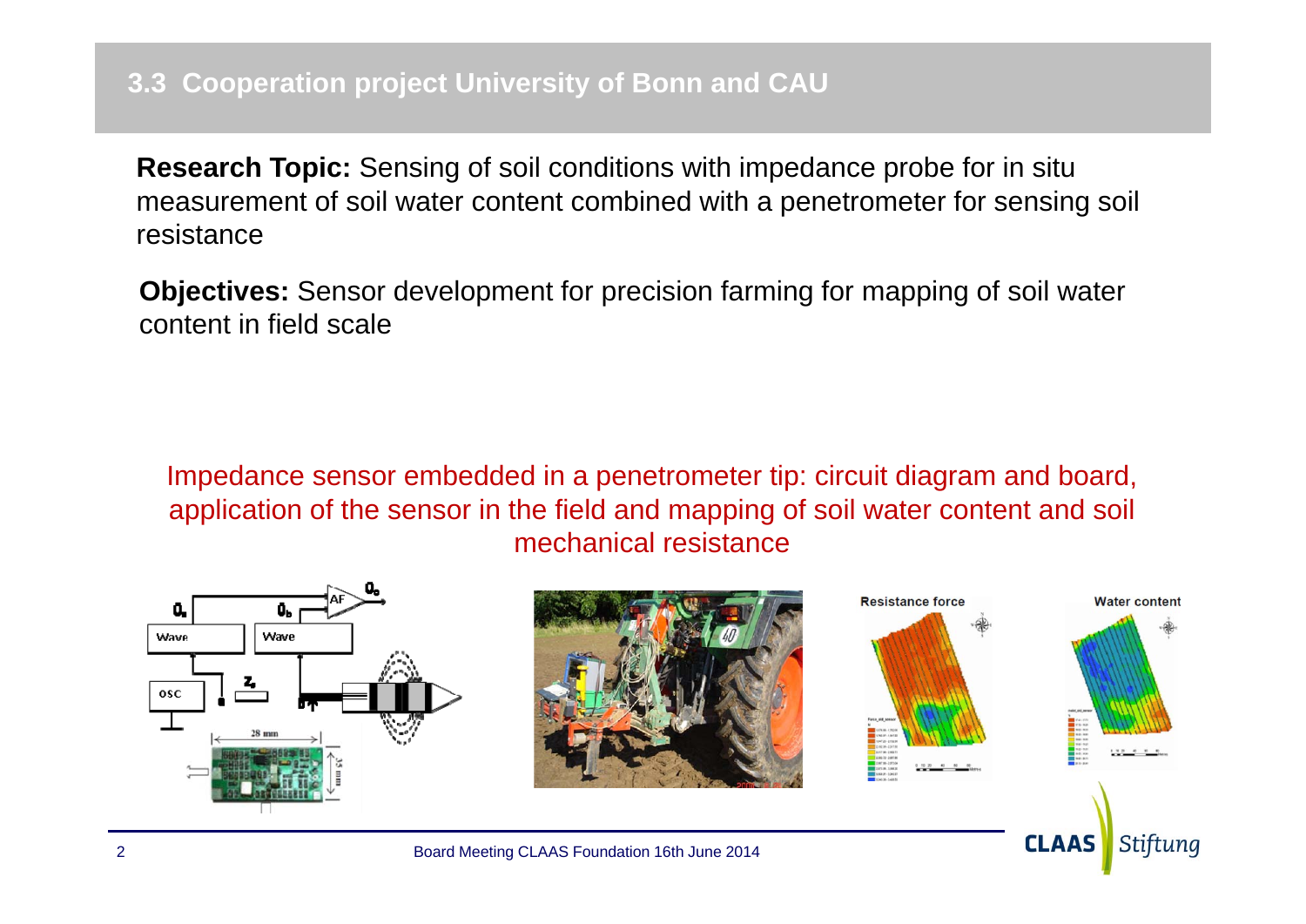## 3.3 Cooperation project University of Bonn and CAU

**Research Topic:** Sensing of soil conditions with impedance probe for in situ measurement of soil water content combined with a penetrometer for sensing soil resistance

**Objectives:** Sensor development for precision farming for mapping of soil water content in field scale

Impedance sensor embedded in a penetrometer tip: circuit diagram and board, application of the sensor in the field and mapping of soil water content and soil mechanical resistance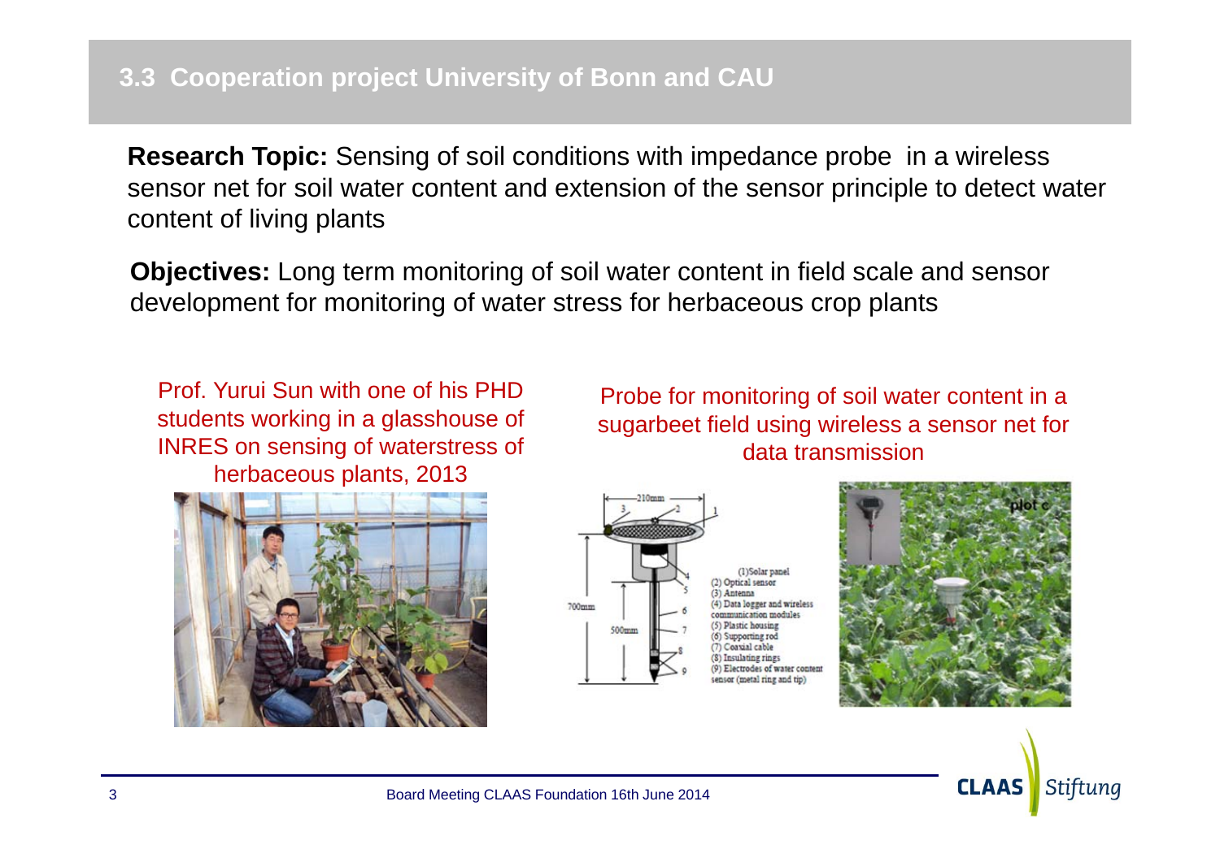## 3.3 Cooperation project University of Bonn and CAU

**Research Topic:** Sensing of soil conditions with impedance probe in a wireless sensor net for soil water content and extension of the sensor principle to detect water content of living plants

**Objectives:** Long term monitoring of soil water content in field scale and sensor development for monitoring of water stress for herbaceous crop plants

Prof. Yurui Sun with one of his PHD students working in a glasshouse of INRES on sensing of waterstress of herbaceous plants, 2013

Probe for monitoring of soil water content in a sugarbeet field using wireless a sensor net for data transmission

(1) Solar panel
(2) Optical sensor
(3) Antenna
(4) Data logger and wireless communication modules
(5) Plastic housing
(6) Supporting rod
(7) Coaxial cable
(8) Insulating rings
(9) Electrodes of water content sensor (metal ring and tip)

Board Meeting CLAAS Foundation 16th June 2014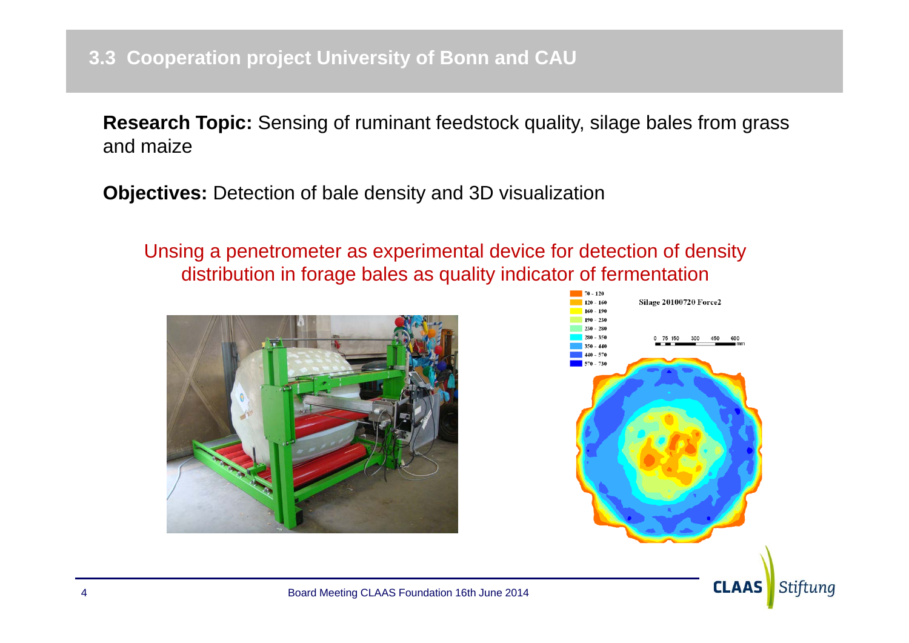## 3.3 Cooperation project University of Bonn and CAU

**Research Topic:** Sensing of ruminant feedstock quality, silage bales from grass and maize

**Objectives:** Detection of bale density and 3D visualization

Unsing a penetrometer as experimental device for detection of density distribution in forage bales as quality indicator of fermentation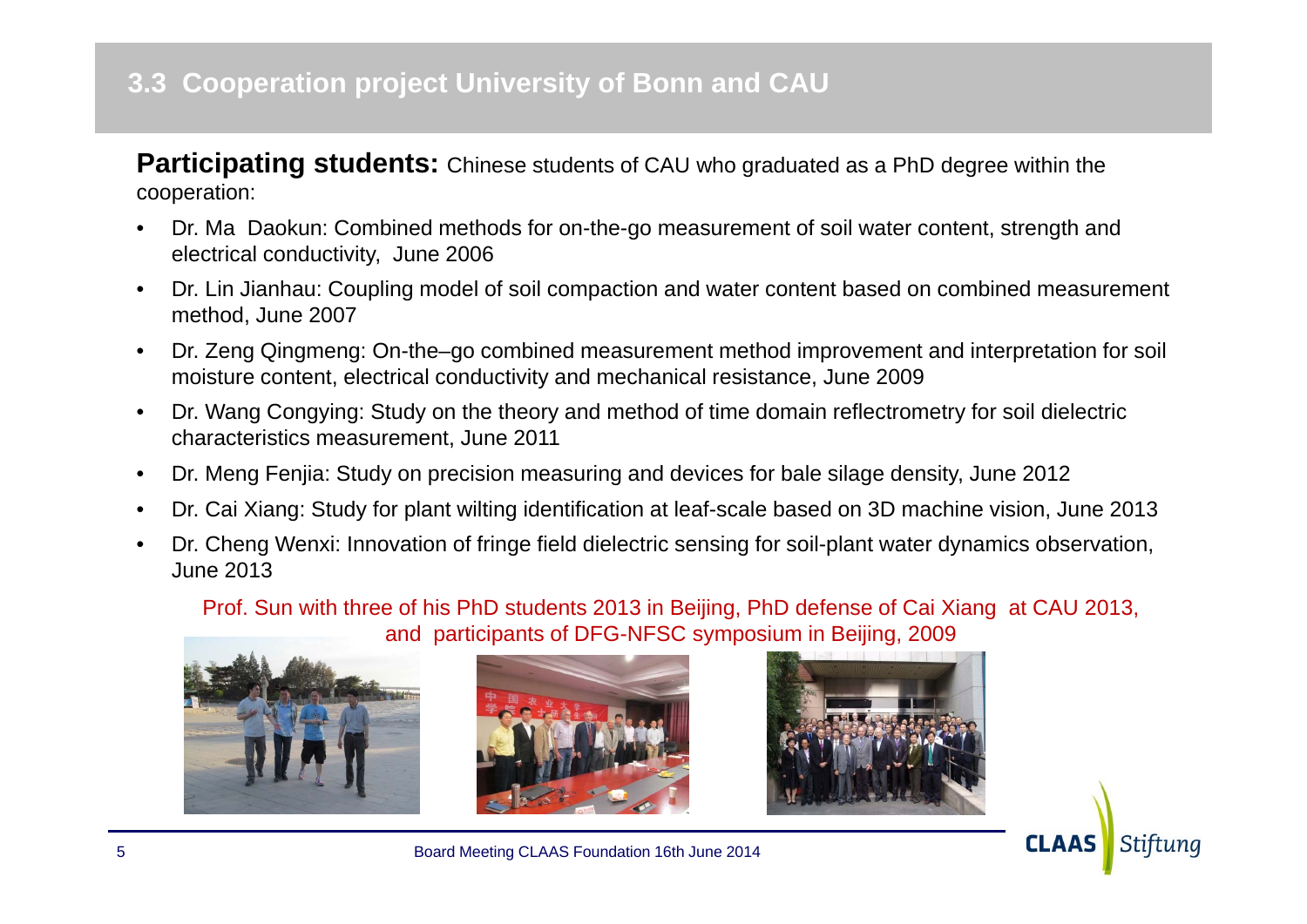## 3.3 Cooperation project University of Bonn and CAU

**Participating students:** Chinese students of CAU who graduated as a PhD degree within the cooperation:

- Dr. Ma Daokun: Combined methods for on-the-go measurement of soil water content, strength and electrical conductivity, June 2006
- Dr. Lin Jianhau: Coupling model of soil compaction and water content based on combined measurement method, June 2007
- Dr. Zeng Qingmeng: On-the–go combined measurement method improvement and interpretation for soil moisture content, electrical conductivity and mechanical resistance, June 2009
- Dr. Wang Congying: Study on the theory and method of time domain reflectrometry for soil dielectric characteristics measurement, June 2011
- Dr. Meng Fenjia: Study on precision measuring and devices for bale silage density, June 2012
- Dr. Cai Xiang: Study for plant wilting identification at leaf-scale based on 3D machine vision, June 2013
- Dr. Cheng Wenxi: Innovation of fringe field dielectric sensing for soil-plant water dynamics observation, June 2013

Prof. Sun with three of his PhD students 2013 in Beijing, PhD defense of Cai Xiang at CAU 2013, and participants of DFG-NFSC symposium in Beijing, 2009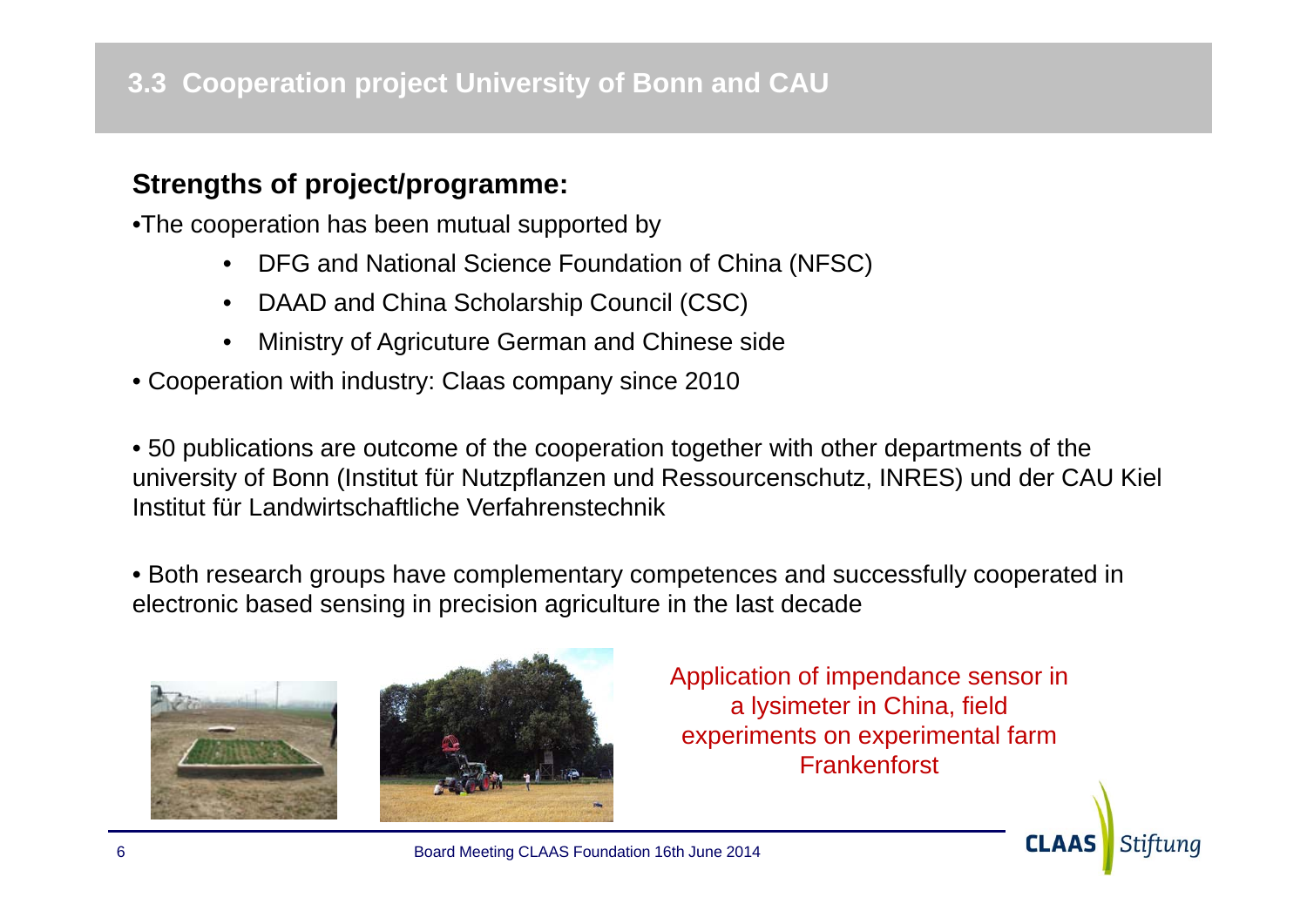## 3.3 Cooperation project University of Bonn and CAU

### Strengths of project/programme:

- The cooperation has been mutual supported by
  - DFG and National Science Foundation of China (NFSC)
  - DAAD and China Scholarship Council (CSC)
  - Ministry of Agricuture German and Chinese side
- Cooperation with industry: Claas company since 2010

- 50 publications are outcome of the cooperation together with other departments of the university of Bonn (Institut für Nutzpflanzen und Ressourcenschutz, INRES) und der CAU Kiel Institut für Landwirtschaftliche Verfahrenstechnik

- Both research groups have complementary competences and successfully cooperated in electronic based sensing in precision agriculture in the last decade

Application of impendance sensor in a lysimeter in China, field experiments on experimental farm Frankenforst

Board Meeting CLAAS Foundation 16th June 2014